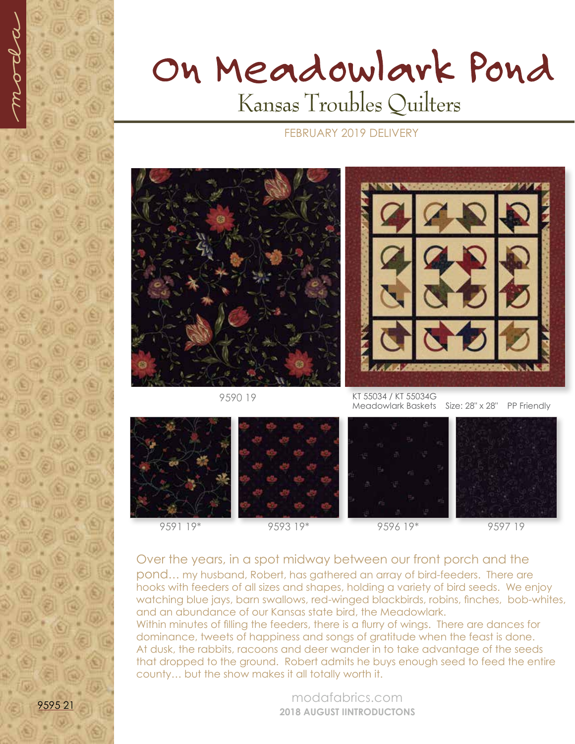moda

# On Meadowlark Pond

## Kansas Troubles Quilters

FEBRUARY 2019 DELIVERY

9590 19

KT 55034 / KT 55034G
Meadowlark Baskets Size: 28" x 28" PP Friendly

9591 19*

9593 19*

9596 19*

9597 19

Over the years, in a spot midway between our front porch and the pond… my husband, Robert, has gathered an array of bird-feeders. There are hooks with feeders of all sizes and shapes, holding a variety of bird seeds. We enjoy watching blue jays, barn swallows, red-winged blackbirds, robins, finches, bob-whites, and an abundance of our Kansas state bird, the Meadowlark.
Within minutes of filling the feeders, there is a flurry of wings. There are dances for dominance, tweets of happiness and songs of gratitude when the feast is done.
At dusk, the rabbits, racoons and deer wander in to take advantage of the seeds that dropped to the ground. Robert admits he buys enough seed to feed the entire county… but the show makes it all totally worth it.

9595 21

modafabrics.com
**2018 AUGUST IINTRODUCTONS**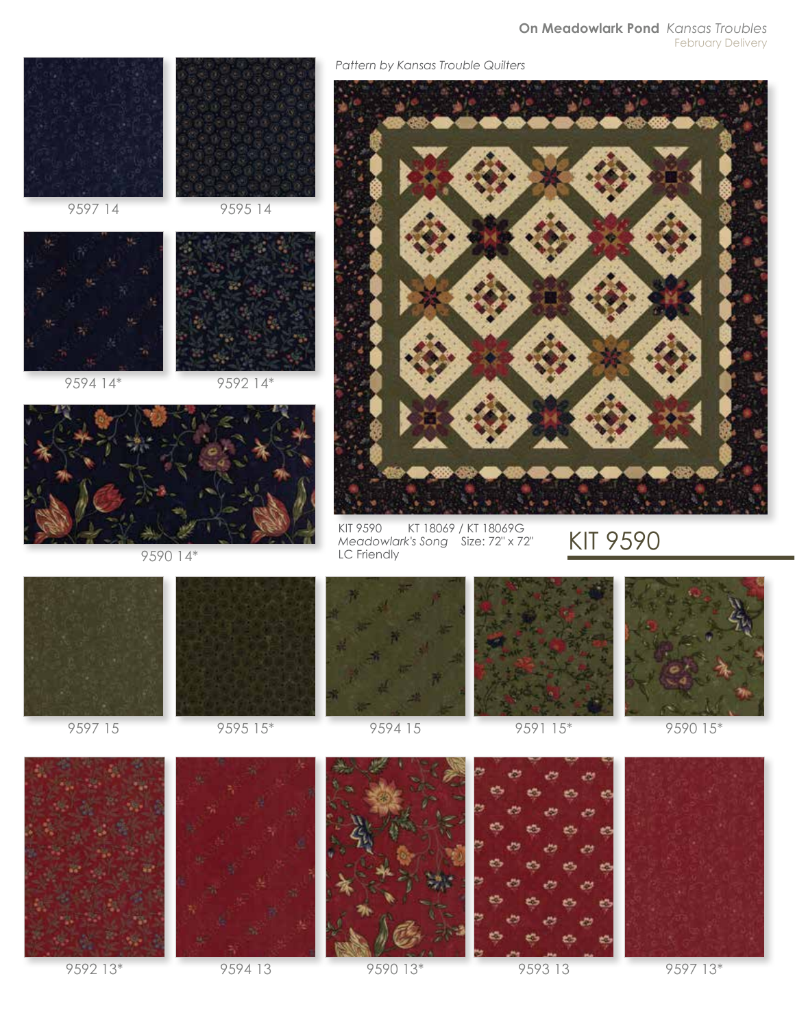**On Meadowlark Pond** *Kansas Troubles*
February Delivery

*Pattern by Kansas Trouble Quilters*

9597 14

9595 14

9594 14*

9592 14*

9590 14*

KIT 9590 KT 18069 / KT 18069G
*Meadowlark's Song* Size: 72" x 72"
LC Friendly

# KIT 9590

9597 15

9595 15*

9594 15

9591 15*

9590 15*

9592 13*

9594 13

9590 13*

9593 13

9597 13*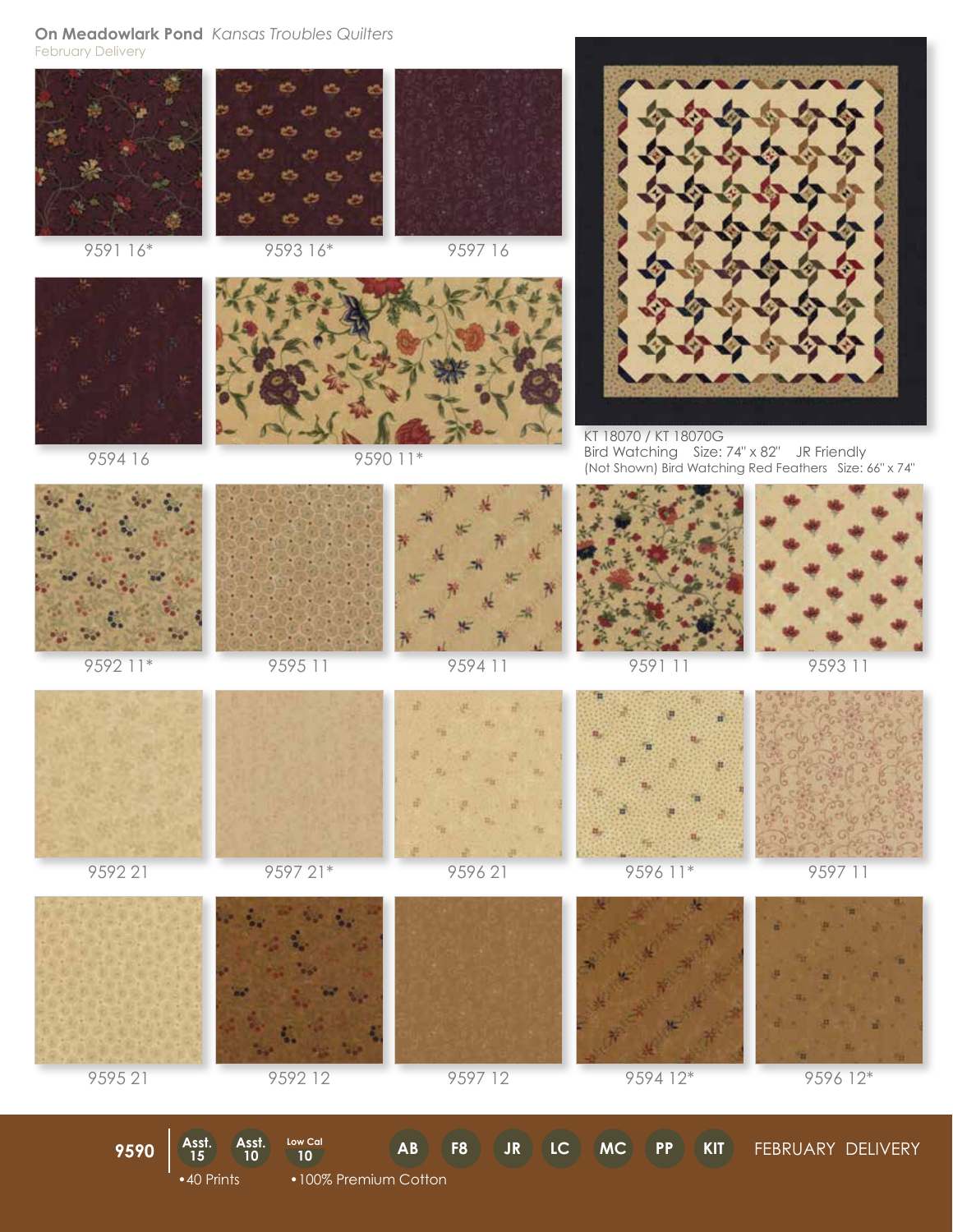**On Meadowlark Pond** *Kansas Troubles Quilters*

February Delivery

9591 16*

9593 16*

9597 16

9594 16

9590 11*

KT 18070 / KT 18070G

Bird Watching Size: 74" x 82" JR Friendly

(Not Shown) Bird Watching Red Feathers Size: 66" x 74"

9592 11*

9595 11

9594 11

9591 11

9593 11

9592 21

9597 21*

9596 21

9596 11*

9597 11

9595 21

9592 12

9597 12

9594 12*

9596 12*

**9590** Asst. 15 Asst. 10 Low Cal 10 AB F8 JR LC MC PP KIT FEBRUARY DELIVERY

• 40 Prints • 100% Premium Cotton